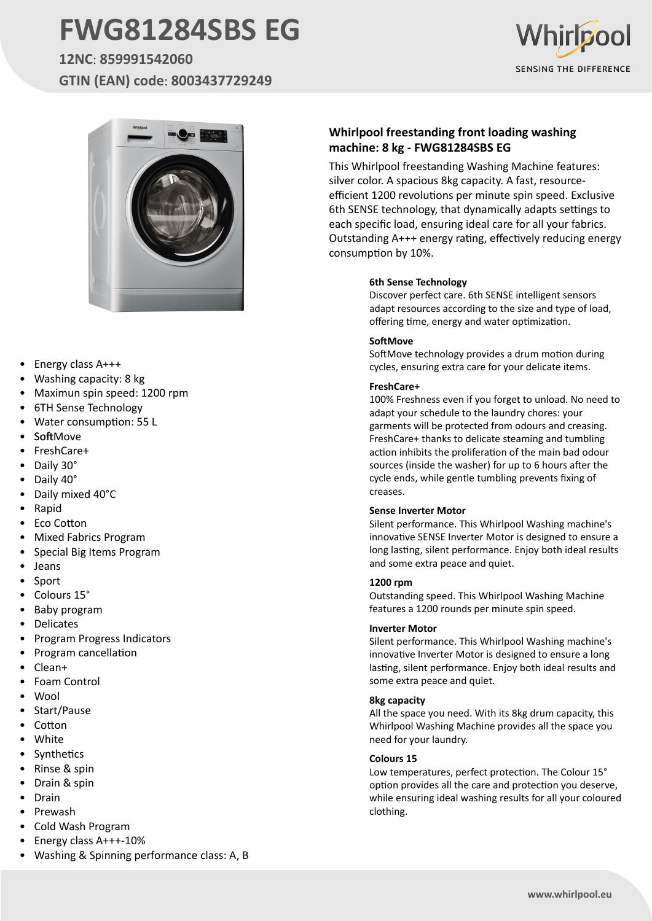# FWG81284SBS EG

**12NC**: **859991542060**

**GTIN (EAN) code**: **8003437729249**

Whirlpool

SENSING THE DIFFERENCE

- Energy class A+++
- Washing capacity: 8 kg
- Maximun spin speed: 1200 rpm
- 6TH Sense Technology
- Water consumption: 55 L
- SoftMove
- FreshCare+
- Daily 30°
- Daily 40°
- Daily mixed 40°C
- Rapid
- Eco Cotton
- Mixed Fabrics Program
- Special Big Items Program
- Jeans
- Sport
- Colours 15°
- Baby program
- Delicates
- Program Progress Indicators
- Program cancellation
- Clean+
- Foam Control
- Wool
- Start/Pause
- Cotton
- White
- Synthetics
- Rinse & spin
- Drain & spin
- Drain
- Prewash
- Cold Wash Program
- Energy class A+++-10%
- Washing & Spinning performance class: A, B

## Whirlpool freestanding front loading washing machine: 8 kg - FWG81284SBS EG

This Whirlpool freestanding Washing Machine features: silver color. A spacious 8kg capacity. A fast, resource-efficient 1200 revolutions per minute spin speed. Exclusive 6th SENSE technology, that dynamically adapts settings to each specific load, ensuring ideal care for all your fabrics. Outstanding A+++ energy rating, effectively reducing energy consumption by 10%.

#### 6th Sense Technology

Discover perfect care. 6th SENSE intelligent sensors adapt resources according to the size and type of load, offering time, energy and water optimization.

#### SoftMove

SoftMove technology provides a drum motion during cycles, ensuring extra care for your delicate items.

#### FreshCare+

100% Freshness even if you forget to unload. No need to adapt your schedule to the laundry chores: your garments will be protected from odours and creasing. FreshCare+ thanks to delicate steaming and tumbling action inhibits the proliferation of the main bad odour sources (inside the washer) for up to 6 hours after the cycle ends, while gentle tumbling prevents fixing of creases.

#### Sense Inverter Motor

Silent performance. This Whirlpool Washing machine's innovative SENSE Inverter Motor is designed to ensure a long lasting, silent performance. Enjoy both ideal results and some extra peace and quiet.

#### 1200 rpm

Outstanding speed. This Whirlpool Washing Machine features a 1200 rounds per minute spin speed.

#### Inverter Motor

Silent performance. This Whirlpool Washing machine's innovative Inverter Motor is designed to ensure a long lasting, silent performance. Enjoy both ideal results and some extra peace and quiet.

#### 8kg capacity

All the space you need. With its 8kg drum capacity, this Whirlpool Washing Machine provides all the space you need for your laundry.

#### Colours 15

Low temperatures, perfect protection. The Colour 15° option provides all the care and protection you deserve, while ensuring ideal washing results for all your coloured clothing.

www.whirlpool.eu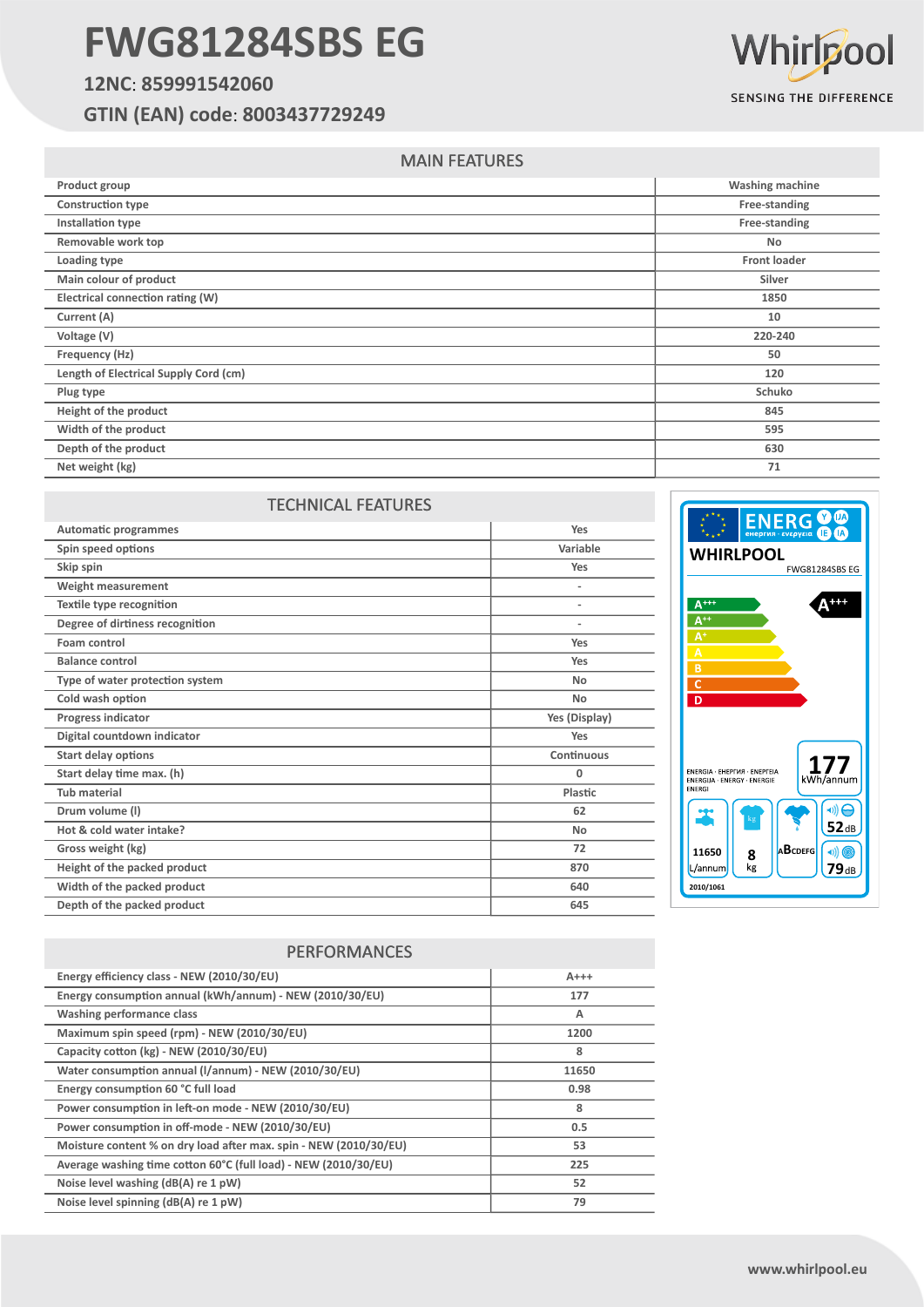# FWG81284SBS EG

**12NC: 859991542060**

**GTIN (EAN) code: 8003437729249**

Whirlpool

SENSING THE DIFFERENCE

## MAIN FEATURES

| | |
|---|---|
| Product group | Washing machine |
| Construction type | Free-standing |
| Installation type | Free-standing |
| Removable work top | No |
| Loading type | Front loader |
| Main colour of product | Silver |
| Electrical connection rating (W) | 1850 |
| Current (A) | 10 |
| Voltage (V) | 220-240 |
| Frequency (Hz) | 50 |
| Length of Electrical Supply Cord (cm) | 120 |
| Plug type | Schuko |
| Height of the product | 845 |
| Width of the product | 595 |
| Depth of the product | 630 |
| Net weight (kg) | 71 |

## TECHNICAL FEATURES

| | |
|---|---|
| Automatic programmes | Yes |
| Spin speed options | Variable |
| Skip spin | Yes |
| Weight measurement | - |
| Textile type recognition | - |
| Degree of dirtiness recognition | - |
| Foam control | Yes |
| Balance control | Yes |
| Type of water protection system | No |
| Cold wash option | No |
| Progress indicator | Yes (Display) |
| Digital countdown indicator | Yes |
| Start delay options | Continuous |
| Start delay time max. (h) | 0 |
| Tub material | Plastic |
| Drum volume (l) | 62 |
| Hot & cold water intake? | No |
| Gross weight (kg) | 72 |
| Height of the packed product | 870 |
| Width of the packed product | 640 |
| Depth of the packed product | 645 |

ENERG
WHIRLPOOL
FWG81284SBS EG
A+++
177 kWh/annum
11650 L/annum
8 kg
ABCDEFG
52 dB
79 dB
2010/1061

## PERFORMANCES

| | |
|---|---|
| Energy efficiency class - NEW (2010/30/EU) | A+++ |
| Energy consumption annual (kWh/annum) - NEW (2010/30/EU) | 177 |
| Washing performance class | A |
| Maximum spin speed (rpm) - NEW (2010/30/EU) | 1200 |
| Capacity cotton (kg) - NEW (2010/30/EU) | 8 |
| Water consumption annual (l/annum) - NEW (2010/30/EU) | 11650 |
| Energy consumption 60 °C full load | 0.98 |
| Power consumption in left-on mode - NEW (2010/30/EU) | 8 |
| Power consumption in off-mode - NEW (2010/30/EU) | 0.5 |
| Moisture content % on dry load after max. spin - NEW (2010/30/EU) | 53 |
| Average washing time cotton 60°C (full load) - NEW (2010/30/EU) | 225 |
| Noise level washing (dB(A) re 1 pW) | 52 |
| Noise level spinning (dB(A) re 1 pW) | 79 |

www.whirlpool.eu